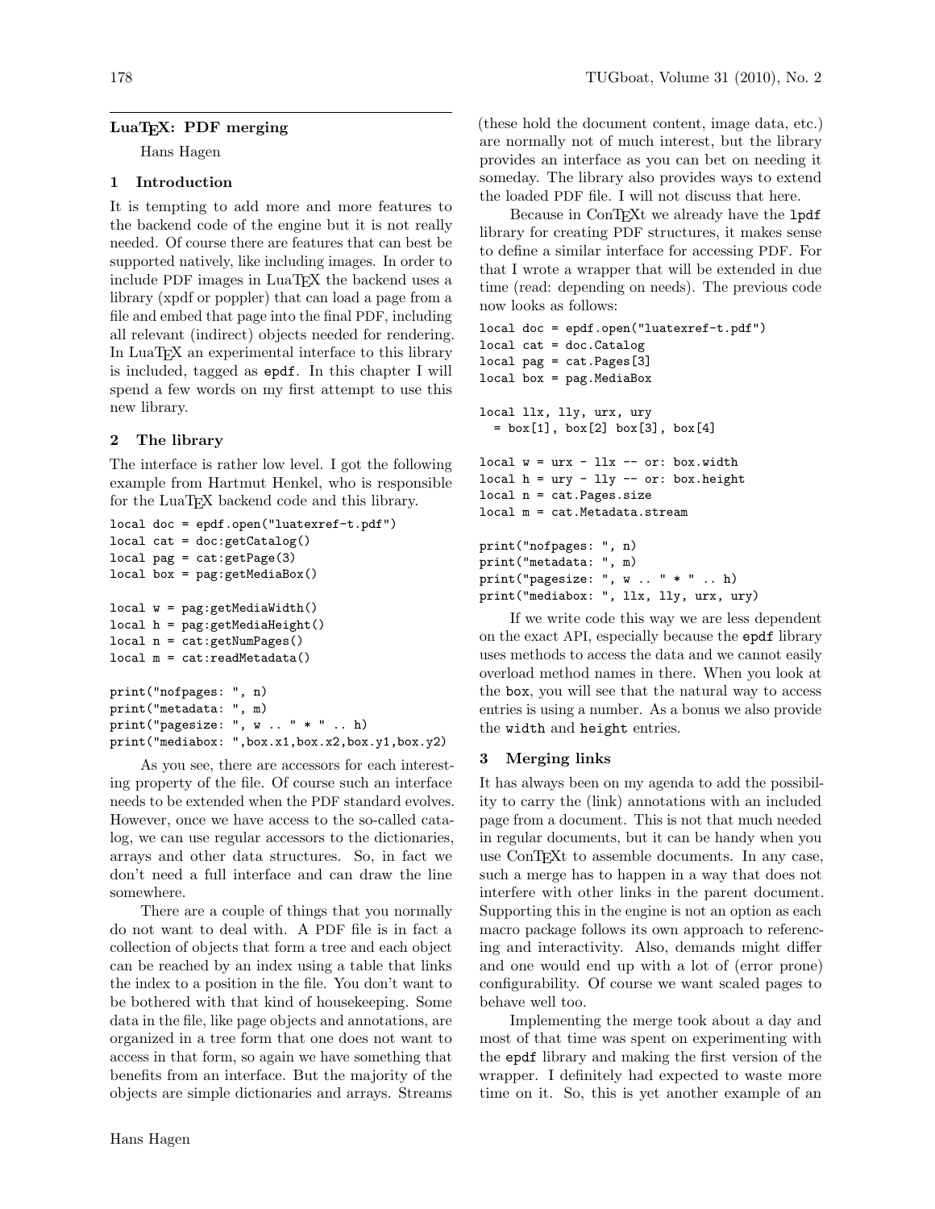## LuaTEX: PDF merging

Hans Hagen

### 1 Introduction

It is tempting to add more and more features to the backend code of the engine but it is not really needed. Of course there are features that can best be supported natively, like including images. In order to include PDF images in LuaTEX the backend uses a library (xpdf or poppler) that can load a page from a file and embed that page into the final PDF, including all relevant (indirect) objects needed for rendering. In LuaTEX an experimental interface to this library is included, tagged as `epdf`. In this chapter I will spend a few words on my first attempt to use this new library.

### 2 The library

The interface is rather low level. I got the following example from Hartmut Henkel, who is responsible for the LuaTEX backend code and this library.

```
local doc = epdf.open("luatexref-t.pdf")
local cat = doc:getCatalog()
local pag = cat:getPage(3)
local box = pag:getMediaBox()

local w = pag:getMediaWidth()
local h = pag:getMediaHeight()
local n = cat:getNumPages()
local m = cat:readMetadata()

print("nofpages: ", n)
print("metadata: ", m)
print("pagesize: ", w .. " * " .. h)
print("mediabox: ",box.x1,box.x2,box.y1,box.y2)
```

As you see, there are accessors for each interesting property of the file. Of course such an interface needs to be extended when the PDF standard evolves. However, once we have access to the so-called catalog, we can use regular accessors to the dictionaries, arrays and other data structures. So, in fact we don't need a full interface and can draw the line somewhere.

There are a couple of things that you normally do not want to deal with. A PDF file is in fact a collection of objects that form a tree and each object can be reached by an index using a table that links the index to a position in the file. You don't want to be bothered with that kind of housekeeping. Some data in the file, like page objects and annotations, are organized in a tree form that one does not want to access in that form, so again we have something that benefits from an interface. But the majority of the objects are simple dictionaries and arrays. Streams (these hold the document content, image data, etc.) are normally not of much interest, but the library provides an interface as you can bet on needing it someday. The library also provides ways to extend the loaded PDF file. I will not discuss that here.

Because in ConTEXt we already have the `lpdf` library for creating PDF structures, it makes sense to define a similar interface for accessing PDF. For that I wrote a wrapper that will be extended in due time (read: depending on needs). The previous code now looks as follows:

```
local doc = epdf.open("luatexref-t.pdf")
local cat = doc.Catalog
local pag = cat.Pages[3]
local box = pag.MediaBox

local llx, lly, urx, ury
  = box[1], box[2] box[3], box[4]

local w = urx - llx -- or: box.width
local h = ury - lly -- or: box.height
local n = cat.Pages.size
local m = cat.Metadata.stream

print("nofpages: ", n)
print("metadata: ", m)
print("pagesize: ", w .. " * " .. h)
print("mediabox: ", llx, lly, urx, ury)
```

If we write code this way we are less dependent on the exact API, especially because the `epdf` library uses methods to access the data and we cannot easily overload method names in there. When you look at the `box`, you will see that the natural way to access entries is using a number. As a bonus we also provide the `width` and `height` entries.

### 3 Merging links

It has always been on my agenda to add the possibility to carry the (link) annotations with an included page from a document. This is not that much needed in regular documents, but it can be handy when you use ConTEXt to assemble documents. In any case, such a merge has to happen in a way that does not interfere with other links in the parent document. Supporting this in the engine is not an option as each macro package follows its own approach to referencing and interactivity. Also, demands might differ and one would end up with a lot of (error prone) configurability. Of course we want scaled pages to behave well too.

Implementing the merge took about a day and most of that time was spent on experimenting with the `epdf` library and making the first version of the wrapper. I definitely had expected to waste more time on it. So, this is yet another example of an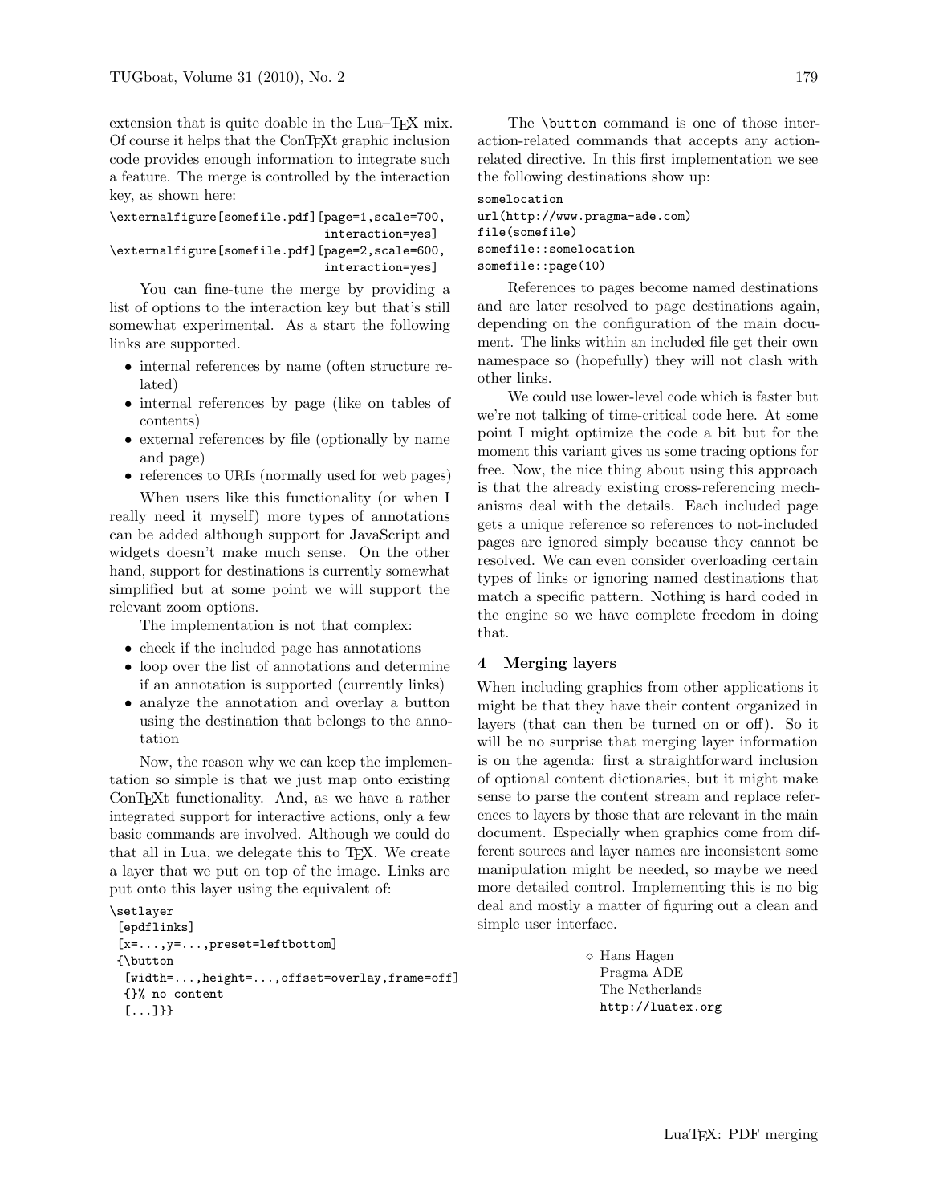extension that is quite doable in the Lua–TEX mix. Of course it helps that the ConTEXt graphic inclusion code provides enough information to integrate such a feature. The merge is controlled by the interaction key, as shown here:

```
\externalfigure[somefile.pdf][page=1,scale=700,
                              interaction=yes]
\externalfigure[somefile.pdf][page=2,scale=600,
                              interaction=yes]
```

You can fine-tune the merge by providing a list of options to the interaction key but that's still somewhat experimental. As a start the following links are supported.

- internal references by name (often structure related)
- internal references by page (like on tables of contents)
- external references by file (optionally by name and page)
- references to URIs (normally used for web pages)

When users like this functionality (or when I really need it myself) more types of annotations can be added although support for JavaScript and widgets doesn't make much sense. On the other hand, support for destinations is currently somewhat simplified but at some point we will support the relevant zoom options.

The implementation is not that complex:

- check if the included page has annotations
- loop over the list of annotations and determine if an annotation is supported (currently links)
- analyze the annotation and overlay a button using the destination that belongs to the annotation

Now, the reason why we can keep the implementation so simple is that we just map onto existing ConTEXt functionality. And, as we have a rather integrated support for interactive actions, only a few basic commands are involved. Although we could do that all in Lua, we delegate this to TEX. We create a layer that we put on top of the image. Links are put onto this layer using the equivalent of:

```
\setlayer
 [epdflinks]
 [x=...,y=...,preset=leftbottom]
 {\button
  [width=...,height=...,offset=overlay,frame=off]
  {}% no content
  [...]}}
```

The \button command is one of those interaction-related commands that accepts any action-related directive. In this first implementation we see the following destinations show up:

```
somelocation
url(http://www.pragma-ade.com)
file(somefile)
somefile::somelocation
somefile::page(10)
```

References to pages become named destinations and are later resolved to page destinations again, depending on the configuration of the main document. The links within an included file get their own namespace so (hopefully) they will not clash with other links.

We could use lower-level code which is faster but we're not talking of time-critical code here. At some point I might optimize the code a bit but for the moment this variant gives us some tracing options for free. Now, the nice thing about using this approach is that the already existing cross-referencing mechanisms deal with the details. Each included page gets a unique reference so references to not-included pages are ignored simply because they cannot be resolved. We can even consider overloading certain types of links or ignoring named destinations that match a specific pattern. Nothing is hard coded in the engine so we have complete freedom in doing that.

## 4 Merging layers

When including graphics from other applications it might be that they have their content organized in layers (that can then be turned on or off). So it will be no surprise that merging layer information is on the agenda: first a straightforward inclusion of optional content dictionaries, but it might make sense to parse the content stream and replace references to layers by those that are relevant in the main document. Especially when graphics come from different sources and layer names are inconsistent some manipulation might be needed, so maybe we need more detailed control. Implementing this is no big deal and mostly a matter of figuring out a clean and simple user interface.

⋄ Hans Hagen
Pragma ADE
The Netherlands
http://luatex.org